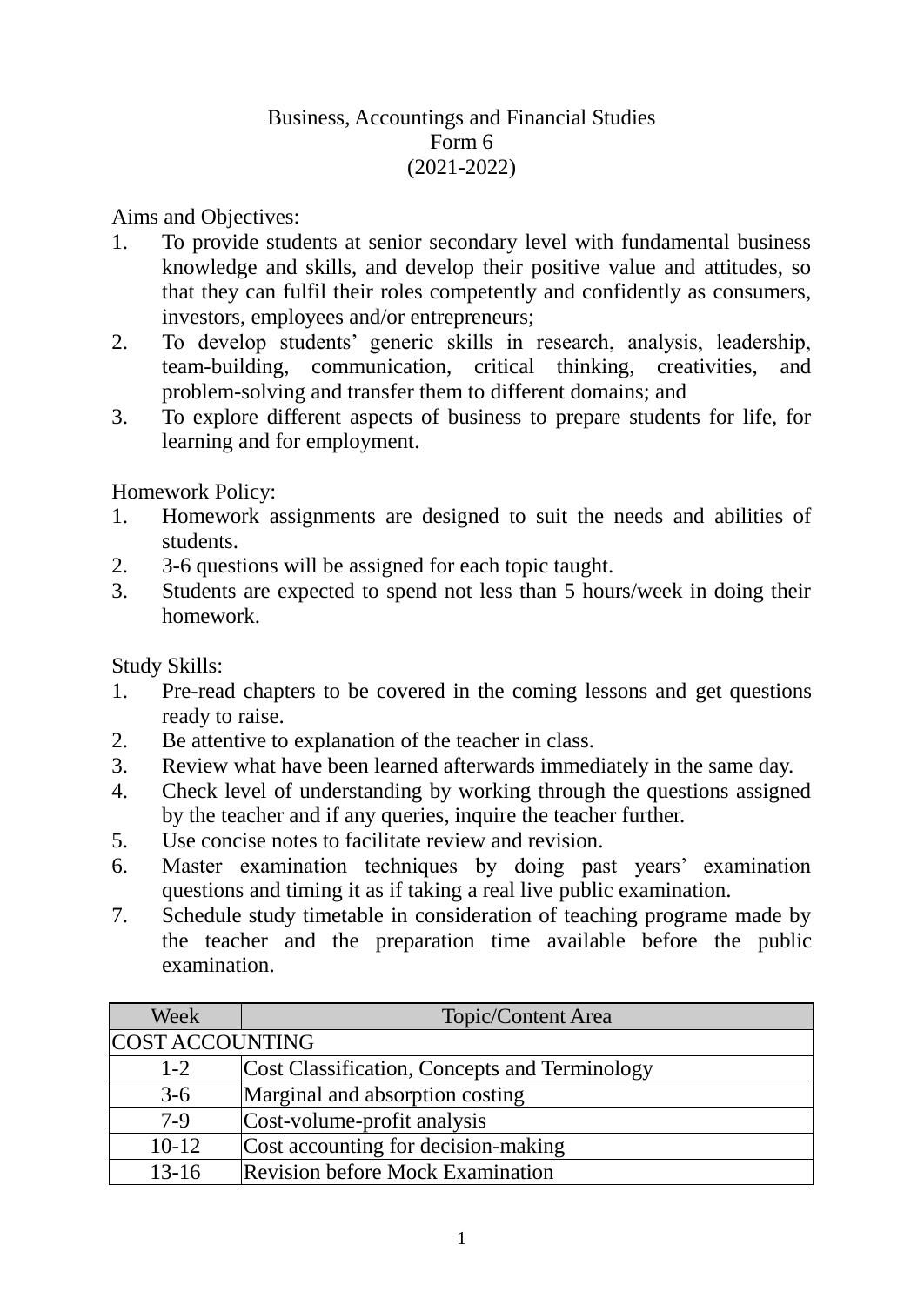# Business, Accountings and Financial Studies
## Form 6
## (2021-2022)

Aims and Objectives:

1. To provide students at senior secondary level with fundamental business knowledge and skills, and develop their positive value and attitudes, so that they can fulfil their roles competently and confidently as consumers, investors, employees and/or entrepreneurs;
2. To develop students' generic skills in research, analysis, leadership, team-building, communication, critical thinking, creativities, and problem-solving and transfer them to different domains; and
3. To explore different aspects of business to prepare students for life, for learning and for employment.

Homework Policy:

1. Homework assignments are designed to suit the needs and abilities of students.
2. 3-6 questions will be assigned for each topic taught.
3. Students are expected to spend not less than 5 hours/week in doing their homework.

Study Skills:

1. Pre-read chapters to be covered in the coming lessons and get questions ready to raise.
2. Be attentive to explanation of the teacher in class.
3. Review what have been learned afterwards immediately in the same day.
4. Check level of understanding by working through the questions assigned by the teacher and if any queries, inquire the teacher further.
5. Use concise notes to facilitate review and revision.
6. Master examination techniques by doing past years' examination questions and timing it as if taking a real live public examination.
7. Schedule study timetable in consideration of teaching programe made by the teacher and the preparation time available before the public examination.

| Week | Topic/Content Area |
|---|---|
| COST ACCOUNTING | |
| 1-2 | Cost Classification, Concepts and Terminology |
| 3-6 | Marginal and absorption costing |
| 7-9 | Cost-volume-profit analysis |
| 10-12 | Cost accounting for decision-making |
| 13-16 | Revision before Mock Examination |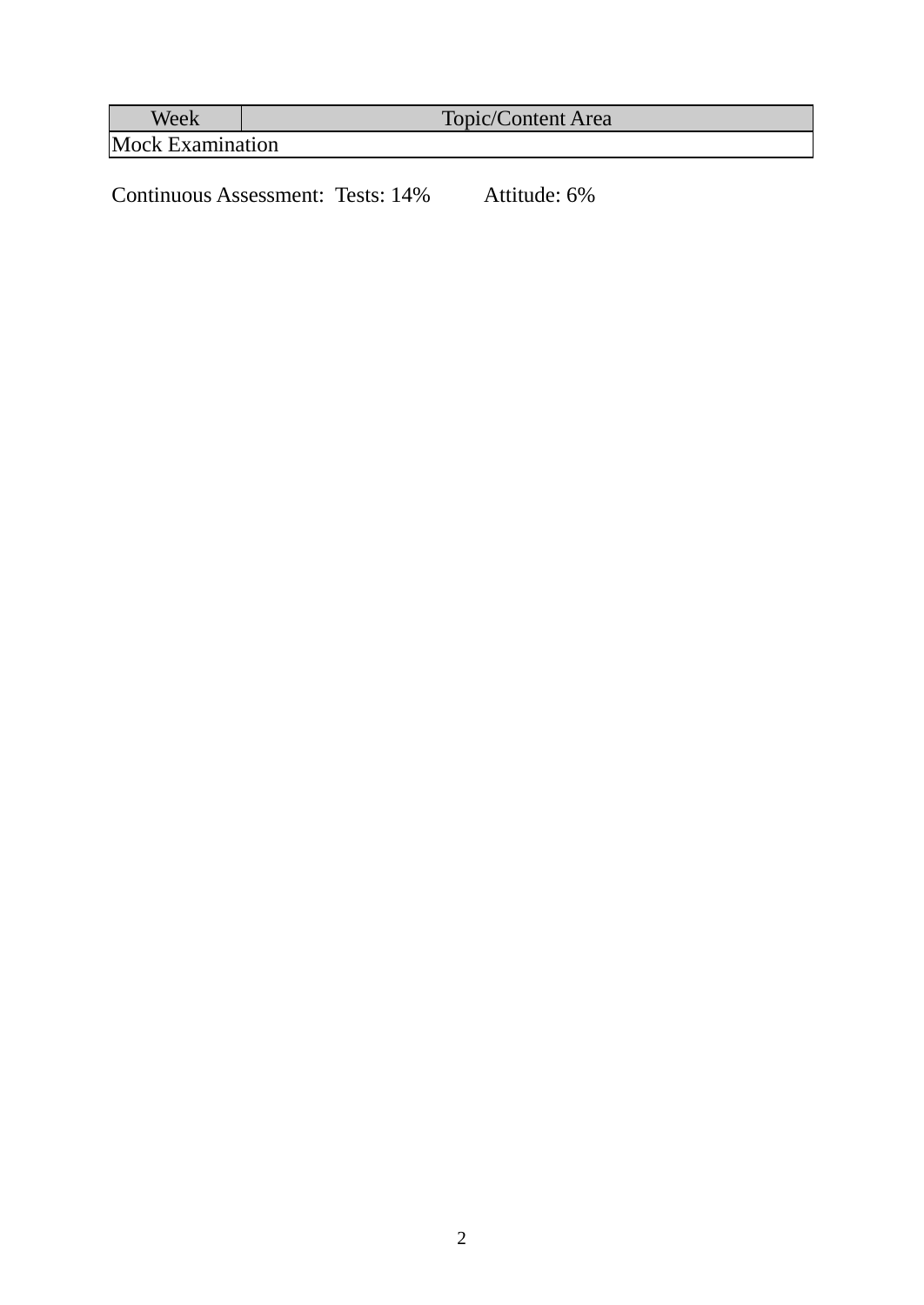| Week | Topic/Content Area |
|---|---|
| Mock Examination | |

Continuous Assessment: Tests: 14% Attitude: 6%